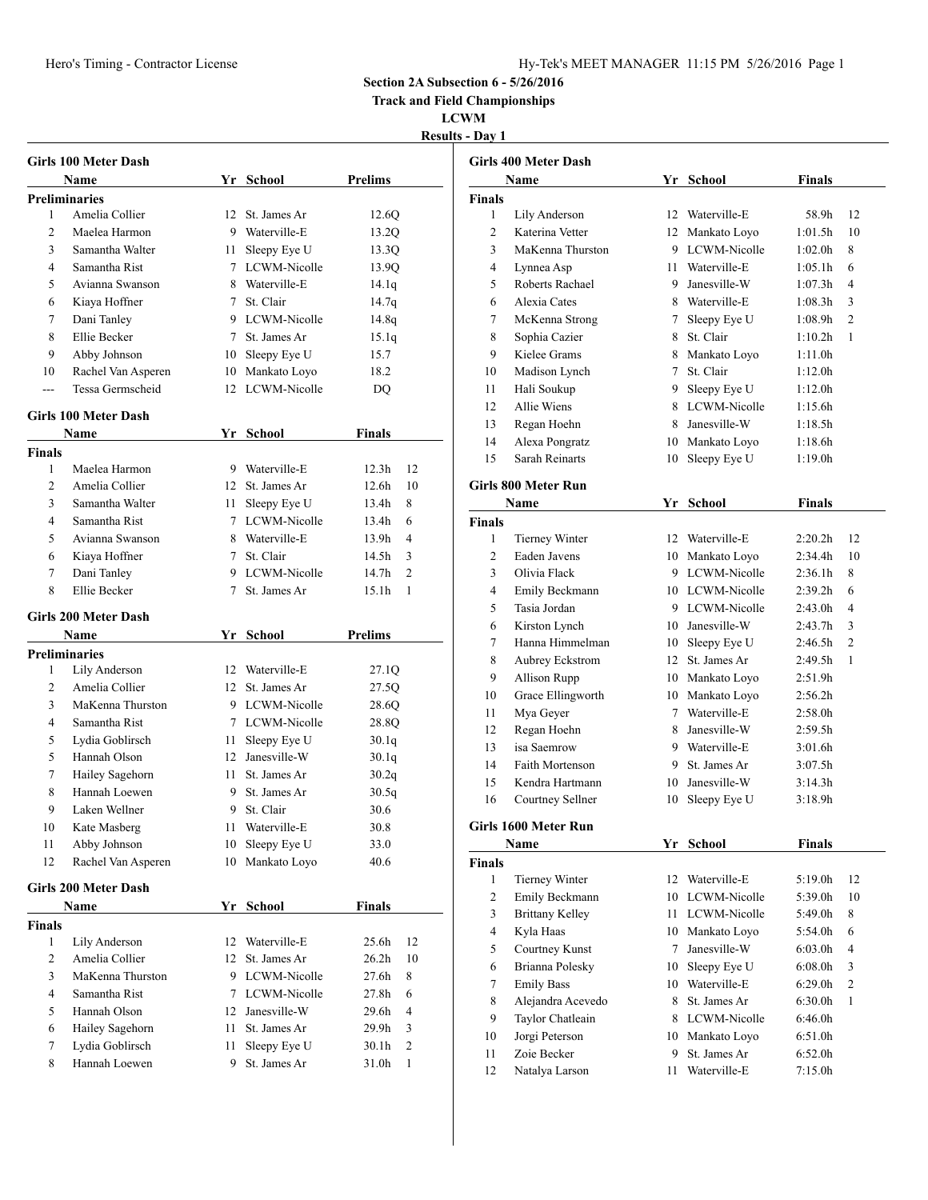**Section 2A Subsection 6 - 5/26/2016**

**Track and Field Championships**

**LCWM**

**Results - Day 1**

### Girls 100 Meter Dash

| | Name | Yr | School | Prelims |
|---|---|---|---|---|
| **Preliminaries** | | | | |
| 1 | Amelia Collier | 12 | St. James Ar | 12.6Q |
| 2 | Maelea Harmon | 9 | Waterville-E | 13.2Q |
| 3 | Samantha Walter | 11 | Sleepy Eye U | 13.3Q |
| 4 | Samantha Rist | 7 | LCWM-Nicolle | 13.9Q |
| 5 | Avianna Swanson | 8 | Waterville-E | 14.1q |
| 6 | Kiaya Hoffner | 7 | St. Clair | 14.7q |
| 7 | Dani Tanley | 9 | LCWM-Nicolle | 14.8q |
| 8 | Ellie Becker | 7 | St. James Ar | 15.1q |
| 9 | Abby Johnson | 10 | Sleepy Eye U | 15.7 |
| 10 | Rachel Van Asperen | 10 | Mankato Loyo | 18.2 |
| --- | Tessa Germscheid | 12 | LCWM-Nicolle | DQ |

### Girls 100 Meter Dash

| | Name | Yr | School | Finals | |
|---|---|---|---|---|---|
| **Finals** | | | | | |
| 1 | Maelea Harmon | 9 | Waterville-E | 12.3h | 12 |
| 2 | Amelia Collier | 12 | St. James Ar | 12.6h | 10 |
| 3 | Samantha Walter | 11 | Sleepy Eye U | 13.4h | 8 |
| 4 | Samantha Rist | 7 | LCWM-Nicolle | 13.4h | 6 |
| 5 | Avianna Swanson | 8 | Waterville-E | 13.9h | 4 |
| 6 | Kiaya Hoffner | 7 | St. Clair | 14.5h | 3 |
| 7 | Dani Tanley | 9 | LCWM-Nicolle | 14.7h | 2 |
| 8 | Ellie Becker | 7 | St. James Ar | 15.1h | 1 |

### Girls 200 Meter Dash

| | Name | Yr | School | Prelims |
|---|---|---|---|---|
| **Preliminaries** | | | | |
| 1 | Lily Anderson | 12 | Waterville-E | 27.1Q |
| 2 | Amelia Collier | 12 | St. James Ar | 27.5Q |
| 3 | MaKenna Thurston | 9 | LCWM-Nicolle | 28.6Q |
| 4 | Samantha Rist | 7 | LCWM-Nicolle | 28.8Q |
| 5 | Lydia Goblirsch | 11 | Sleepy Eye U | 30.1q |
| 5 | Hannah Olson | 12 | Janesville-W | 30.1q |
| 7 | Hailey Sagehorn | 11 | St. James Ar | 30.2q |
| 8 | Hannah Loewen | 9 | St. James Ar | 30.5q |
| 9 | Laken Wellner | 9 | St. Clair | 30.6 |
| 10 | Kate Masberg | 11 | Waterville-E | 30.8 |
| 11 | Abby Johnson | 10 | Sleepy Eye U | 33.0 |
| 12 | Rachel Van Asperen | 10 | Mankato Loyo | 40.6 |

### Girls 200 Meter Dash

| | Name | Yr | School | Finals | |
|---|---|---|---|---|---|
| **Finals** | | | | | |
| 1 | Lily Anderson | 12 | Waterville-E | 25.6h | 12 |
| 2 | Amelia Collier | 12 | St. James Ar | 26.2h | 10 |
| 3 | MaKenna Thurston | 9 | LCWM-Nicolle | 27.6h | 8 |
| 4 | Samantha Rist | 7 | LCWM-Nicolle | 27.8h | 6 |
| 5 | Hannah Olson | 12 | Janesville-W | 29.6h | 4 |
| 6 | Hailey Sagehorn | 11 | St. James Ar | 29.9h | 3 |
| 7 | Lydia Goblirsch | 11 | Sleepy Eye U | 30.1h | 2 |
| 8 | Hannah Loewen | 9 | St. James Ar | 31.0h | 1 |

### Girls 400 Meter Dash

| | Name | Yr | School | Finals | |
|---|---|---|---|---|---|
| **Finals** | | | | | |
| 1 | Lily Anderson | 12 | Waterville-E | 58.9h | 12 |
| 2 | Katerina Vetter | 12 | Mankato Loyo | 1:01.5h | 10 |
| 3 | MaKenna Thurston | 9 | LCWM-Nicolle | 1:02.0h | 8 |
| 4 | Lynnea Asp | 11 | Waterville-E | 1:05.1h | 6 |
| 5 | Roberts Rachael | 9 | Janesville-W | 1:07.3h | 4 |
| 6 | Alexia Cates | 8 | Waterville-E | 1:08.3h | 3 |
| 7 | McKenna Strong | 7 | Sleepy Eye U | 1:08.9h | 2 |
| 8 | Sophia Cazier | 8 | St. Clair | 1:10.2h | 1 |
| 9 | Kielee Grams | 8 | Mankato Loyo | 1:11.0h | |
| 10 | Madison Lynch | 7 | St. Clair | 1:12.0h | |
| 11 | Hali Soukup | 9 | Sleepy Eye U | 1:12.0h | |
| 12 | Allie Wiens | 8 | LCWM-Nicolle | 1:15.6h | |
| 13 | Regan Hoehn | 8 | Janesville-W | 1:18.5h | |
| 14 | Alexa Pongratz | 10 | Mankato Loyo | 1:18.6h | |
| 15 | Sarah Reinarts | 10 | Sleepy Eye U | 1:19.0h | |

### Girls 800 Meter Run

| | Name | Yr | School | Finals | |
|---|---|---|---|---|---|
| **Finals** | | | | | |
| 1 | Tierney Winter | 12 | Waterville-E | 2:20.2h | 12 |
| 2 | Eaden Javens | 10 | Mankato Loyo | 2:34.4h | 10 |
| 3 | Olivia Flack | 9 | LCWM-Nicolle | 2:36.1h | 8 |
| 4 | Emily Beckmann | 10 | LCWM-Nicolle | 2:39.2h | 6 |
| 5 | Tasia Jordan | 9 | LCWM-Nicolle | 2:43.0h | 4 |
| 6 | Kirston Lynch | 10 | Janesville-W | 2:43.7h | 3 |
| 7 | Hanna Himmelman | 10 | Sleepy Eye U | 2:46.5h | 2 |
| 8 | Aubrey Eckstrom | 12 | St. James Ar | 2:49.5h | 1 |
| 9 | Allison Rupp | 10 | Mankato Loyo | 2:51.9h | |
| 10 | Grace Ellingworth | 10 | Mankato Loyo | 2:56.2h | |
| 11 | Mya Geyer | 7 | Waterville-E | 2:58.0h | |
| 12 | Regan Hoehn | 8 | Janesville-W | 2:59.5h | |
| 13 | isa Saemrow | 9 | Waterville-E | 3:01.6h | |
| 14 | Faith Mortenson | 9 | St. James Ar | 3:07.5h | |
| 15 | Kendra Hartmann | 10 | Janesville-W | 3:14.3h | |
| 16 | Courtney Sellner | 10 | Sleepy Eye U | 3:18.9h | |

### Girls 1600 Meter Run

| | Name | Yr | School | Finals | |
|---|---|---|---|---|---|
| **Finals** | | | | | |
| 1 | Tierney Winter | 12 | Waterville-E | 5:19.0h | 12 |
| 2 | Emily Beckmann | 10 | LCWM-Nicolle | 5:39.0h | 10 |
| 3 | Brittany Kelley | 11 | LCWM-Nicolle | 5:49.0h | 8 |
| 4 | Kyla Haas | 10 | Mankato Loyo | 5:54.0h | 6 |
| 5 | Courtney Kunst | 7 | Janesville-W | 6:03.0h | 4 |
| 6 | Brianna Polesky | 10 | Sleepy Eye U | 6:08.0h | 3 |
| 7 | Emily Bass | 10 | Waterville-E | 6:29.0h | 2 |
| 8 | Alejandra Acevedo | 8 | St. James Ar | 6:30.0h | 1 |
| 9 | Taylor Chatleain | 8 | LCWM-Nicolle | 6:46.0h | |
| 10 | Jorgi Peterson | 10 | Mankato Loyo | 6:51.0h | |
| 11 | Zoie Becker | 9 | St. James Ar | 6:52.0h | |
| 12 | Natalya Larson | 11 | Waterville-E | 7:15.0h | |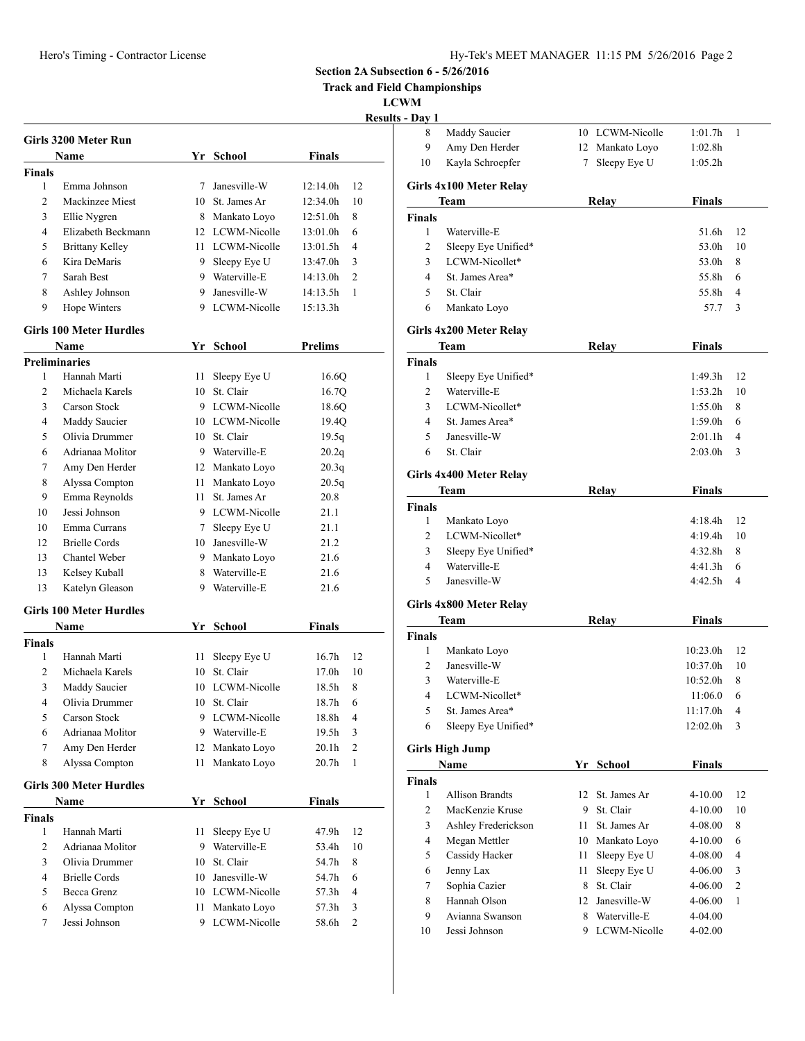**Section 2A Subsection 6 - 5/26/2016**

**Track and Field Championships**

**LCWM**

**Results - Day 1**

### Girls 3200 Meter Run

| | Name | Yr | School | Finals | |
|---|---|---|---|---|---|
| **Finals** | | | | | |
| 1 | Emma Johnson | 7 | Janesville-W | 12:14.0h | 12 |
| 2 | Mackinzee Miest | 10 | St. James Ar | 12:34.0h | 10 |
| 3 | Ellie Nygren | 8 | Mankato Loyo | 12:51.0h | 8 |
| 4 | Elizabeth Beckmann | 12 | LCWM-Nicolle | 13:01.0h | 6 |
| 5 | Brittany Kelley | 11 | LCWM-Nicolle | 13:01.5h | 4 |
| 6 | Kira DeMaris | 9 | Sleepy Eye U | 13:47.0h | 3 |
| 7 | Sarah Best | 9 | Waterville-E | 14:13.0h | 2 |
| 8 | Ashley Johnson | 9 | Janesville-W | 14:13.5h | 1 |
| 9 | Hope Winters | 9 | LCWM-Nicolle | 15:13.3h | |

### Girls 100 Meter Hurdles

| | Name | Yr | School | Prelims |
|---|---|---|---|---|
| **Preliminaries** | | | | |
| 1 | Hannah Marti | 11 | Sleepy Eye U | 16.6Q |
| 2 | Michaela Karels | 10 | St. Clair | 16.7Q |
| 3 | Carson Stock | 9 | LCWM-Nicolle | 18.6Q |
| 4 | Maddy Saucier | 10 | LCWM-Nicolle | 19.4Q |
| 5 | Olivia Drummer | 10 | St. Clair | 19.5q |
| 6 | Adrianaa Molitor | 9 | Waterville-E | 20.2q |
| 7 | Amy Den Herder | 12 | Mankato Loyo | 20.3q |
| 8 | Alyssa Compton | 11 | Mankato Loyo | 20.5q |
| 9 | Emma Reynolds | 11 | St. James Ar | 20.8 |
| 10 | Jessi Johnson | 9 | LCWM-Nicolle | 21.1 |
| 10 | Emma Currans | 7 | Sleepy Eye U | 21.1 |
| 12 | Brielle Cords | 10 | Janesville-W | 21.2 |
| 13 | Chantel Weber | 9 | Mankato Loyo | 21.6 |
| 13 | Kelsey Kuball | 8 | Waterville-E | 21.6 |
| 13 | Katelyn Gleason | 9 | Waterville-E | 21.6 |

### Girls 100 Meter Hurdles

| | Name | Yr | School | Finals | |
|---|---|---|---|---|---|
| **Finals** | | | | | |
| 1 | Hannah Marti | 11 | Sleepy Eye U | 16.7h | 12 |
| 2 | Michaela Karels | 10 | St. Clair | 17.0h | 10 |
| 3 | Maddy Saucier | 10 | LCWM-Nicolle | 18.5h | 8 |
| 4 | Olivia Drummer | 10 | St. Clair | 18.7h | 6 |
| 5 | Carson Stock | 9 | LCWM-Nicolle | 18.8h | 4 |
| 6 | Adrianaa Molitor | 9 | Waterville-E | 19.5h | 3 |
| 7 | Amy Den Herder | 12 | Mankato Loyo | 20.1h | 2 |
| 8 | Alyssa Compton | 11 | Mankato Loyo | 20.7h | 1 |

### Girls 300 Meter Hurdles

| | Name | Yr | School | Finals | |
|---|---|---|---|---|---|
| **Finals** | | | | | |
| 1 | Hannah Marti | 11 | Sleepy Eye U | 47.9h | 12 |
| 2 | Adrianaa Molitor | 9 | Waterville-E | 53.4h | 10 |
| 3 | Olivia Drummer | 10 | St. Clair | 54.7h | 8 |
| 4 | Brielle Cords | 10 | Janesville-W | 54.7h | 6 |
| 5 | Becca Grenz | 10 | LCWM-Nicolle | 57.3h | 4 |
| 6 | Alyssa Compton | 11 | Mankato Loyo | 57.3h | 3 |
| 7 | Jessi Johnson | 9 | LCWM-Nicolle | 58.6h | 2 |
| 8 | Maddy Saucier | 10 | LCWM-Nicolle | 1:01.7h | 1 |
| 9 | Amy Den Herder | 12 | Mankato Loyo | 1:02.8h | |
| 10 | Kayla Schroepfer | 7 | Sleepy Eye U | 1:05.2h | |

### Girls 4x100 Meter Relay

| | Team | Relay | Finals | |
|---|---|---|---|---|
| **Finals** | | | | |
| 1 | Waterville-E | | 51.6h | 12 |
| 2 | Sleepy Eye Unified* | | 53.0h | 10 |
| 3 | LCWM-Nicollet* | | 53.0h | 8 |
| 4 | St. James Area* | | 55.8h | 6 |
| 5 | St. Clair | | 55.8h | 4 |
| 6 | Mankato Loyo | | 57.7 | 3 |

### Girls 4x200 Meter Relay

| | Team | Relay | Finals | |
|---|---|---|---|---|
| **Finals** | | | | |
| 1 | Sleepy Eye Unified* | | 1:49.3h | 12 |
| 2 | Waterville-E | | 1:53.2h | 10 |
| 3 | LCWM-Nicollet* | | 1:55.0h | 8 |
| 4 | St. James Area* | | 1:59.0h | 6 |
| 5 | Janesville-W | | 2:01.1h | 4 |
| 6 | St. Clair | | 2:03.0h | 3 |

### Girls 4x400 Meter Relay

| | Team | Relay | Finals | |
|---|---|---|---|---|
| **Finals** | | | | |
| 1 | Mankato Loyo | | 4:18.4h | 12 |
| 2 | LCWM-Nicollet* | | 4:19.4h | 10 |
| 3 | Sleepy Eye Unified* | | 4:32.8h | 8 |
| 4 | Waterville-E | | 4:41.3h | 6 |
| 5 | Janesville-W | | 4:42.5h | 4 |

### Girls 4x800 Meter Relay

| | Team | Relay | Finals | |
|---|---|---|---|---|
| **Finals** | | | | |
| 1 | Mankato Loyo | | 10:23.0h | 12 |
| 2 | Janesville-W | | 10:37.0h | 10 |
| 3 | Waterville-E | | 10:52.0h | 8 |
| 4 | LCWM-Nicollet* | | 11:06.0 | 6 |
| 5 | St. James Area* | | 11:17.0h | 4 |
| 6 | Sleepy Eye Unified* | | 12:02.0h | 3 |

### Girls High Jump

| | Name | Yr | School | Finals | |
|---|---|---|---|---|---|
| **Finals** | | | | | |
| 1 | Allison Brandts | 12 | St. James Ar | 4-10.00 | 12 |
| 2 | MacKenzie Kruse | 9 | St. Clair | 4-10.00 | 10 |
| 3 | Ashley Frederickson | 11 | St. James Ar | 4-08.00 | 8 |
| 4 | Megan Mettler | 10 | Mankato Loyo | 4-10.00 | 6 |
| 5 | Cassidy Hacker | 11 | Sleepy Eye U | 4-08.00 | 4 |
| 6 | Jenny Lax | 11 | Sleepy Eye U | 4-06.00 | 3 |
| 7 | Sophia Cazier | 8 | St. Clair | 4-06.00 | 2 |
| 8 | Hannah Olson | 12 | Janesville-W | 4-06.00 | 1 |
| 9 | Avianna Swanson | 8 | Waterville-E | 4-04.00 | |
| 10 | Jessi Johnson | 9 | LCWM-Nicolle | 4-02.00 | |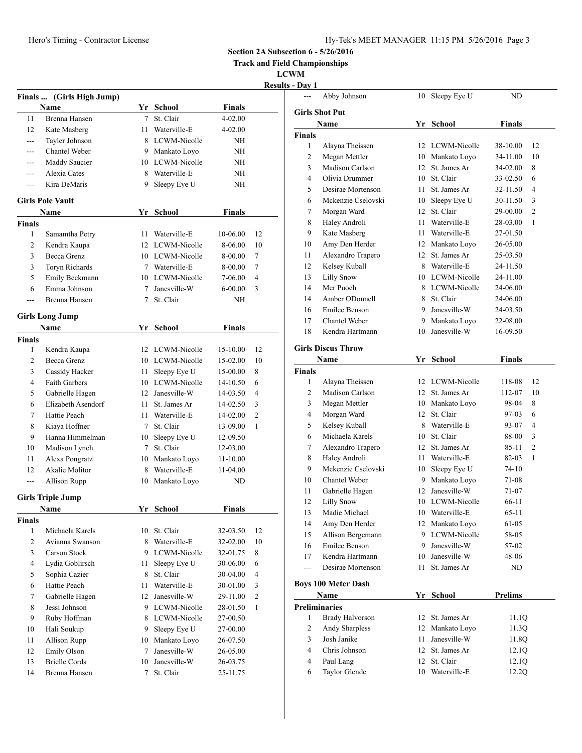**Section 2A Subsection 6 - 5/26/2016**

**Track and Field Championships**

**LCWM**

**Results - Day 1**

### Finals ... (Girls High Jump)

| | Name | Yr | School | Finals |
|---|---|---|---|---|
| 11 | Brenna Hansen | 7 | St. Clair | 4-02.00 |
| 12 | Kate Masberg | 11 | Waterville-E | 4-02.00 |
| --- | Tayler Johnson | 8 | LCWM-Nicolle | NH |
| --- | Chantel Weber | 9 | Mankato Loyo | NH |
| --- | Maddy Saucier | 10 | LCWM-Nicolle | NH |
| --- | Alexia Cates | 8 | Waterville-E | NH |
| --- | Kira DeMaris | 9 | Sleepy Eye U | NH |

### Girls Pole Vault

| | Name | Yr | School | Finals | |
|---|---|---|---|---|---|
| **Finals** | | | | | |
| 1 | Samamtha Petry | 11 | Waterville-E | 10-06.00 | 12 |
| 2 | Kendra Kaupa | 12 | LCWM-Nicolle | 8-06.00 | 10 |
| 3 | Becca Grenz | 10 | LCWM-Nicolle | 8-00.00 | 7 |
| 3 | Toryn Richards | 7 | Waterville-E | 8-00.00 | 7 |
| 5 | Emily Beckmann | 10 | LCWM-Nicolle | 7-06.00 | 4 |
| 6 | Emma Johnson | 7 | Janesville-W | 6-00.00 | 3 |
| --- | Brenna Hansen | 7 | St. Clair | NH | |

### Girls Long Jump

| | Name | Yr | School | Finals | |
|---|---|---|---|---|---|
| **Finals** | | | | | |
| 1 | Kendra Kaupa | 12 | LCWM-Nicolle | 15-10.00 | 12 |
| 2 | Becca Grenz | 10 | LCWM-Nicolle | 15-02.00 | 10 |
| 3 | Cassidy Hacker | 11 | Sleepy Eye U | 15-00.00 | 8 |
| 4 | Faith Garbers | 10 | LCWM-Nicolle | 14-10.50 | 6 |
| 5 | Gabrielle Hagen | 12 | Janesville-W | 14-03.50 | 4 |
| 6 | Elizabeth Asendorf | 11 | St. James Ar | 14-02.50 | 3 |
| 7 | Hattie Peach | 11 | Waterville-E | 14-02.00 | 2 |
| 8 | Kiaya Hoffner | 7 | St. Clair | 13-09.00 | 1 |
| 9 | Hanna Himmelman | 10 | Sleepy Eye U | 12-09.50 | |
| 10 | Madison Lynch | 7 | St. Clair | 12-03.00 | |
| 11 | Alexa Pongratz | 10 | Mankato Loyo | 11-10.00 | |
| 12 | Akalie Molitor | 8 | Waterville-E | 11-04.00 | |
| --- | Allison Rupp | 10 | Mankato Loyo | ND | |

### Girls Triple Jump

| | Name | Yr | School | Finals | |
|---|---|---|---|---|---|
| **Finals** | | | | | |
| 1 | Michaela Karels | 10 | St. Clair | 32-03.50 | 12 |
| 2 | Avianna Swanson | 8 | Waterville-E | 32-02.00 | 10 |
| 3 | Carson Stock | 9 | LCWM-Nicolle | 32-01.75 | 8 |
| 4 | Lydia Goblirsch | 11 | Sleepy Eye U | 30-06.00 | 6 |
| 5 | Sophia Cazier | 8 | St. Clair | 30-04.00 | 4 |
| 6 | Hattie Peach | 11 | Waterville-E | 30-01.00 | 3 |
| 7 | Gabrielle Hagen | 12 | Janesville-W | 29-11.00 | 2 |
| 8 | Jessi Johnson | 9 | LCWM-Nicolle | 28-01.50 | 1 |
| 9 | Ruby Hoffman | 8 | LCWM-Nicolle | 27-00.50 | |
| 10 | Hali Soukup | 9 | Sleepy Eye U | 27-00.00 | |
| 11 | Allison Rupp | 10 | Mankato Loyo | 26-07.50 | |
| 12 | Emily Olson | 7 | Janesville-W | 26-05.00 | |
| 13 | Brielle Cords | 10 | Janesville-W | 26-03.75 | |
| 14 | Brenna Hansen | 7 | St. Clair | 25-11.75 | |
| --- | Abby Johnson | 10 | Sleepy Eye U | ND | |

### Girls Shot Put

| | Name | Yr | School | Finals | |
|---|---|---|---|---|---|
| **Finals** | | | | | |
| 1 | Alayna Theissen | 12 | LCWM-Nicolle | 38-10.00 | 12 |
| 2 | Megan Mettler | 10 | Mankato Loyo | 34-11.00 | 10 |
| 3 | Madison Carlson | 12 | St. James Ar | 34-02.00 | 8 |
| 4 | Olivia Drummer | 10 | St. Clair | 33-02.50 | 6 |
| 5 | Desirae Mortenson | 11 | St. James Ar | 32-11.50 | 4 |
| 6 | Mckenzie Cselovski | 10 | Sleepy Eye U | 30-11.50 | 3 |
| 7 | Morgan Ward | 12 | St. Clair | 29-00.00 | 2 |
| 8 | Haley Androli | 11 | Waterville-E | 28-03.00 | 1 |
| 9 | Kate Masberg | 11 | Waterville-E | 27-01.50 | |
| 10 | Amy Den Herder | 12 | Mankato Loyo | 26-05.00 | |
| 11 | Alexandro Trapero | 12 | St. James Ar | 25-03.50 | |
| 12 | Kelsey Kuball | 8 | Waterville-E | 24-11.50 | |
| 13 | Lilly Snow | 10 | LCWM-Nicolle | 24-11.00 | |
| 14 | Mer Puoch | 8 | LCWM-Nicolle | 24-06.00 | |
| 14 | Amber ODonnell | 8 | St. Clair | 24-06.00 | |
| 16 | Emilee Benson | 9 | Janesville-W | 24-03.50 | |
| 17 | Chantel Weber | 9 | Mankato Loyo | 22-08.00 | |
| 18 | Kendra Hartmann | 10 | Janesville-W | 16-09.50 | |

### Girls Discus Throw

| | Name | Yr | School | Finals | |
|---|---|---|---|---|---|
| **Finals** | | | | | |
| 1 | Alayna Theissen | 12 | LCWM-Nicolle | 118-08 | 12 |
| 2 | Madison Carlson | 12 | St. James Ar | 112-07 | 10 |
| 3 | Megan Mettler | 10 | Mankato Loyo | 98-04 | 8 |
| 4 | Morgan Ward | 12 | St. Clair | 97-03 | 6 |
| 5 | Kelsey Kuball | 8 | Waterville-E | 93-07 | 4 |
| 6 | Michaela Karels | 10 | St. Clair | 88-00 | 3 |
| 7 | Alexandro Trapero | 12 | St. James Ar | 85-11 | 2 |
| 8 | Haley Androli | 11 | Waterville-E | 82-03 | 1 |
| 9 | Mckenzie Cselovski | 10 | Sleepy Eye U | 74-10 | |
| 10 | Chantel Weber | 9 | Mankato Loyo | 71-08 | |
| 11 | Gabrielle Hagen | 12 | Janesville-W | 71-07 | |
| 12 | Lilly Snow | 10 | LCWM-Nicolle | 66-11 | |
| 13 | Madie Michael | 10 | Waterville-E | 65-11 | |
| 14 | Amy Den Herder | 12 | Mankato Loyo | 61-05 | |
| 15 | Allison Bergemann | 9 | LCWM-Nicolle | 58-05 | |
| 16 | Emilee Benson | 9 | Janesville-W | 57-02 | |
| 17 | Kendra Hartmann | 10 | Janesville-W | 48-06 | |
| --- | Desirae Mortenson | 11 | St. James Ar | ND | |

### Boys 100 Meter Dash

| | Name | Yr | School | Prelims |
|---|---|---|---|---|
| **Preliminaries** | | | | |
| 1 | Brady Halvorson | 12 | St. James Ar | 11.1Q |
| 2 | Andy Sharpless | 12 | Mankato Loyo | 11.3Q |
| 3 | Josh Janike | 11 | Janesville-W | 11.8Q |
| 4 | Chris Johnson | 12 | St. James Ar | 12.1Q |
| 4 | Paul Lang | 12 | St. Clair | 12.1Q |
| 6 | Taylor Glende | 10 | Waterville-E | 12.2Q |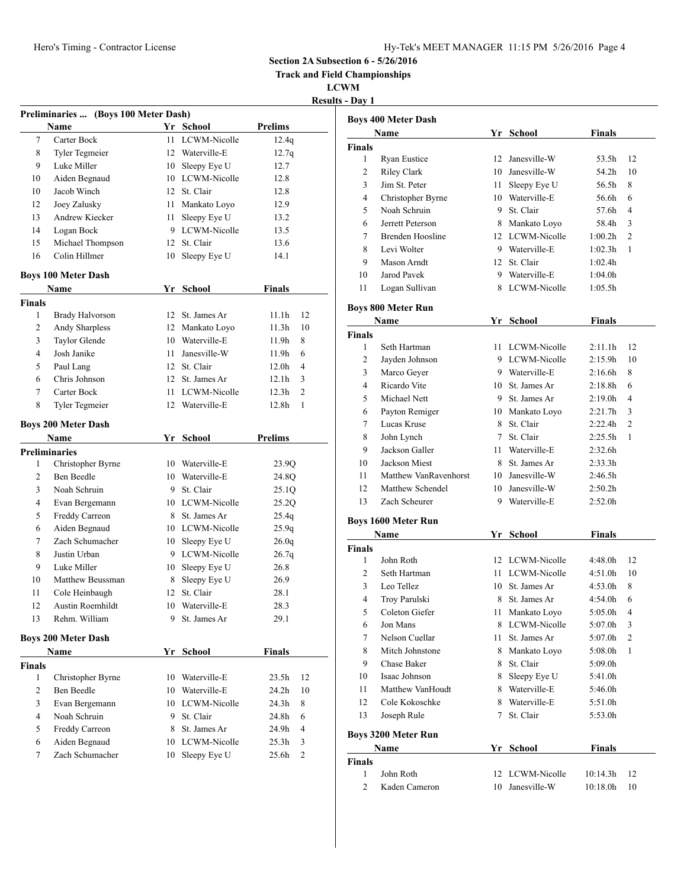Section 2A Subsection 6 - 5/26/2016

Track and Field Championships

LCWM

Results - Day 1

### Preliminaries ... (Boys 100 Meter Dash)

| | Name | Yr | School | Prelims |
|---|---|---|---|---|
| 7 | Carter Bock | 11 | LCWM-Nicolle | 12.4q |
| 8 | Tyler Tegmeier | 12 | Waterville-E | 12.7q |
| 9 | Luke Miller | 10 | Sleepy Eye U | 12.7 |
| 10 | Aiden Begnaud | 10 | LCWM-Nicolle | 12.8 |
| 10 | Jacob Winch | 12 | St. Clair | 12.8 |
| 12 | Joey Zalusky | 11 | Mankato Loyo | 12.9 |
| 13 | Andrew Kiecker | 11 | Sleepy Eye U | 13.2 |
| 14 | Logan Bock | 9 | LCWM-Nicolle | 13.5 |
| 15 | Michael Thompson | 12 | St. Clair | 13.6 |
| 16 | Colin Hillmer | 10 | Sleepy Eye U | 14.1 |

### Boys 100 Meter Dash

**Finals**

| | Name | Yr | School | Finals | |
|---|---|---|---|---|---|
| 1 | Brady Halvorson | 12 | St. James Ar | 11.1h | 12 |
| 2 | Andy Sharpless | 12 | Mankato Loyo | 11.3h | 10 |
| 3 | Taylor Glende | 10 | Waterville-E | 11.9h | 8 |
| 4 | Josh Janike | 11 | Janesville-W | 11.9h | 6 |
| 5 | Paul Lang | 12 | St. Clair | 12.0h | 4 |
| 6 | Chris Johnson | 12 | St. James Ar | 12.1h | 3 |
| 7 | Carter Bock | 11 | LCWM-Nicolle | 12.3h | 2 |
| 8 | Tyler Tegmeier | 12 | Waterville-E | 12.8h | 1 |

### Boys 200 Meter Dash

**Preliminaries**

| | Name | Yr | School | Prelims |
|---|---|---|---|---|
| 1 | Christopher Byrne | 10 | Waterville-E | 23.9Q |
| 2 | Ben Beedle | 10 | Waterville-E | 24.8Q |
| 3 | Noah Schruin | 9 | St. Clair | 25.1Q |
| 4 | Evan Bergemann | 10 | LCWM-Nicolle | 25.2Q |
| 5 | Freddy Carreon | 8 | St. James Ar | 25.4q |
| 6 | Aiden Begnaud | 10 | LCWM-Nicolle | 25.9q |
| 7 | Zach Schumacher | 10 | Sleepy Eye U | 26.0q |
| 8 | Justin Urban | 9 | LCWM-Nicolle | 26.7q |
| 9 | Luke Miller | 10 | Sleepy Eye U | 26.8 |
| 10 | Matthew Beussman | 8 | Sleepy Eye U | 26.9 |
| 11 | Cole Heinbaugh | 12 | St. Clair | 28.1 |
| 12 | Austin Roemhildt | 10 | Waterville-E | 28.3 |
| 13 | Rehm. William | 9 | St. James Ar | 29.1 |

### Boys 200 Meter Dash

**Finals**

| | Name | Yr | School | Finals | |
|---|---|---|---|---|---|
| 1 | Christopher Byrne | 10 | Waterville-E | 23.5h | 12 |
| 2 | Ben Beedle | 10 | Waterville-E | 24.2h | 10 |
| 3 | Evan Bergemann | 10 | LCWM-Nicolle | 24.3h | 8 |
| 4 | Noah Schruin | 9 | St. Clair | 24.8h | 6 |
| 5 | Freddy Carreon | 8 | St. James Ar | 24.9h | 4 |
| 6 | Aiden Begnaud | 10 | LCWM-Nicolle | 25.3h | 3 |
| 7 | Zach Schumacher | 10 | Sleepy Eye U | 25.6h | 2 |

### Boys 400 Meter Dash

**Finals**

| | Name | Yr | School | Finals | |
|---|---|---|---|---|---|
| 1 | Ryan Eustice | 12 | Janesville-W | 53.5h | 12 |
| 2 | Riley Clark | 10 | Janesville-W | 54.2h | 10 |
| 3 | Jim St. Peter | 11 | Sleepy Eye U | 56.5h | 8 |
| 4 | Christopher Byrne | 10 | Waterville-E | 56.6h | 6 |
| 5 | Noah Schruin | 9 | St. Clair | 57.6h | 4 |
| 6 | Jerrett Peterson | 8 | Mankato Loyo | 58.4h | 3 |
| 7 | Brenden Hoosline | 12 | LCWM-Nicolle | 1:00.2h | 2 |
| 8 | Levi Wolter | 9 | Waterville-E | 1:02.3h | 1 |
| 9 | Mason Arndt | 12 | St. Clair | 1:02.4h | |
| 10 | Jarod Pavek | 9 | Waterville-E | 1:04.0h | |
| 11 | Logan Sullivan | 8 | LCWM-Nicolle | 1:05.5h | |

### Boys 800 Meter Run

**Finals**

| | Name | Yr | School | Finals | |
|---|---|---|---|---|---|
| 1 | Seth Hartman | 11 | LCWM-Nicolle | 2:11.1h | 12 |
| 2 | Jayden Johnson | 9 | LCWM-Nicolle | 2:15.9h | 10 |
| 3 | Marco Geyer | 9 | Waterville-E | 2:16.6h | 8 |
| 4 | Ricardo Vite | 10 | St. James Ar | 2:18.8h | 6 |
| 5 | Michael Nett | 9 | St. James Ar | 2:19.0h | 4 |
| 6 | Payton Remiger | 10 | Mankato Loyo | 2:21.7h | 3 |
| 7 | Lucas Kruse | 8 | St. Clair | 2:22.4h | 2 |
| 8 | John Lynch | 7 | St. Clair | 2:25.5h | 1 |
| 9 | Jackson Galler | 11 | Waterville-E | 2:32.6h | |
| 10 | Jackson Miest | 8 | St. James Ar | 2:33.3h | |
| 11 | Matthew VanRavenhorst | 10 | Janesville-W | 2:46.5h | |
| 12 | Matthew Schendel | 10 | Janesville-W | 2:50.2h | |
| 13 | Zach Scheurer | 9 | Waterville-E | 2:52.0h | |

### Boys 1600 Meter Run

**Finals**

| | Name | Yr | School | Finals | |
|---|---|---|---|---|---|
| 1 | John Roth | 12 | LCWM-Nicolle | 4:48.0h | 12 |
| 2 | Seth Hartman | 11 | LCWM-Nicolle | 4:51.0h | 10 |
| 3 | Leo Tellez | 10 | St. James Ar | 4:53.0h | 8 |
| 4 | Troy Parulski | 8 | St. James Ar | 4:54.0h | 6 |
| 5 | Coleton Giefer | 11 | Mankato Loyo | 5:05.0h | 4 |
| 6 | Jon Mans | 8 | LCWM-Nicolle | 5:07.0h | 3 |
| 7 | Nelson Cuellar | 11 | St. James Ar | 5:07.0h | 2 |
| 8 | Mitch Johnstone | 8 | Mankato Loyo | 5:08.0h | 1 |
| 9 | Chase Baker | 8 | St. Clair | 5:09.0h | |
| 10 | Isaac Johnson | 8 | Sleepy Eye U | 5:41.0h | |
| 11 | Matthew VanHoudt | 8 | Waterville-E | 5:46.0h | |
| 12 | Cole Kokoschke | 8 | Waterville-E | 5:51.0h | |
| 13 | Joseph Rule | 7 | St. Clair | 5:53.0h | |

### Boys 3200 Meter Run

**Finals**

| | Name | Yr | School | Finals | |
|---|---|---|---|---|---|
| 1 | John Roth | 12 | LCWM-Nicolle | 10:14.3h | 12 |
| 2 | Kaden Cameron | 10 | Janesville-W | 10:18.0h | 10 |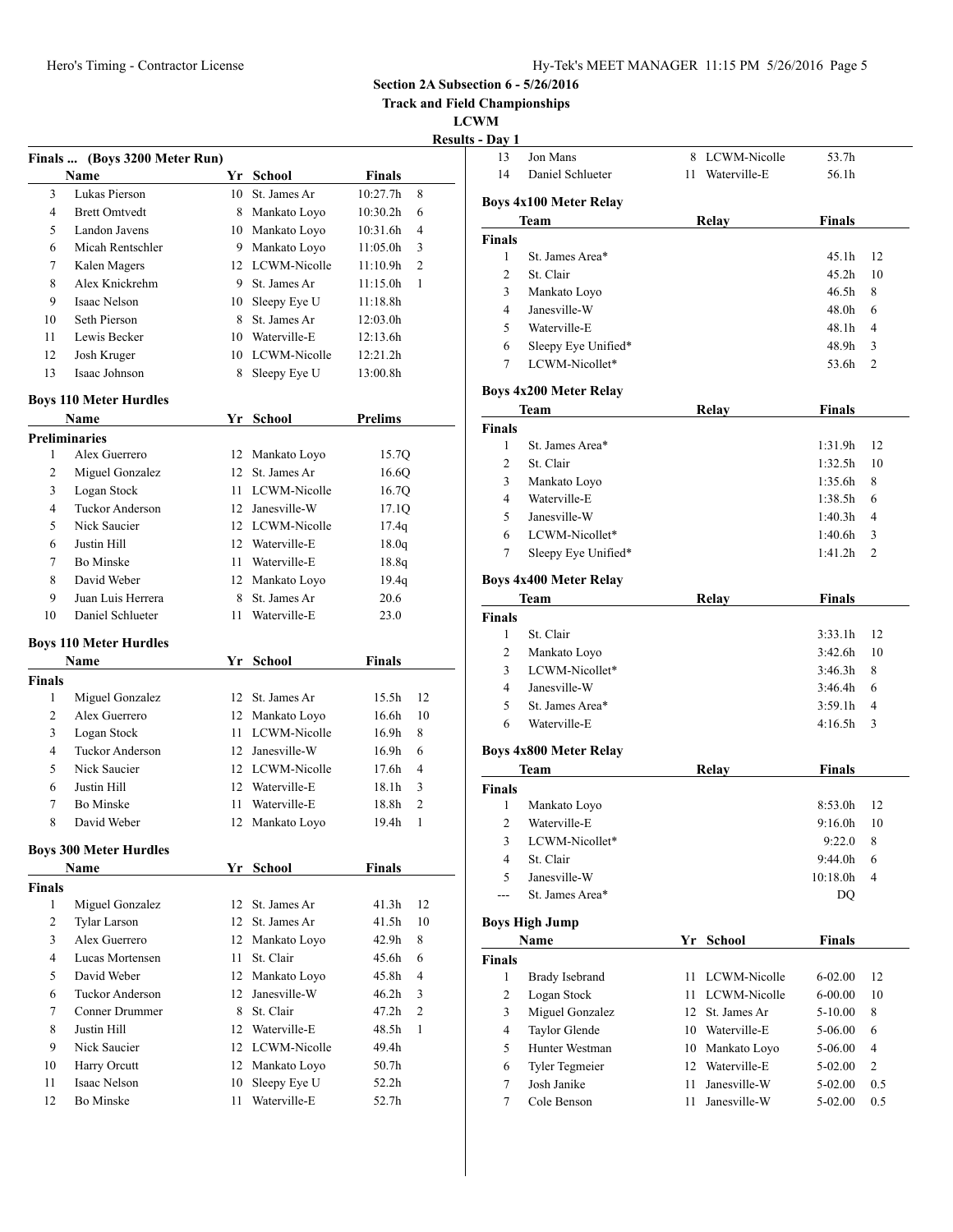## Section 2A Subsection 6 - 5/26/2016
## Track and Field Championships
## LCWM

**Results - Day 1**

### Finals ... (Boys 3200 Meter Run)

| | Name | Yr | School | Finals | |
|---|---|---|---|---|---|
| 3 | Lukas Pierson | 10 | St. James Ar | 10:27.7h | 8 |
| 4 | Brett Omtvedt | 8 | Mankato Loyo | 10:30.2h | 6 |
| 5 | Landon Javens | 10 | Mankato Loyo | 10:31.6h | 4 |
| 6 | Micah Rentschler | 9 | Mankato Loyo | 11:05.0h | 3 |
| 7 | Kalen Magers | 12 | LCWM-Nicolle | 11:10.9h | 2 |
| 8 | Alex Knickrehm | 9 | St. James Ar | 11:15.0h | 1 |
| 9 | Isaac Nelson | 10 | Sleepy Eye U | 11:18.8h | |
| 10 | Seth Pierson | 8 | St. James Ar | 12:03.0h | |
| 11 | Lewis Becker | 10 | Waterville-E | 12:13.6h | |
| 12 | Josh Kruger | 10 | LCWM-Nicolle | 12:21.2h | |
| 13 | Isaac Johnson | 8 | Sleepy Eye U | 13:00.8h | |

### Boys 110 Meter Hurdles

| | Name | Yr | School | Prelims |
|---|---|---|---|---|
| **Preliminaries** | | | | |
| 1 | Alex Guerrero | 12 | Mankato Loyo | 15.7Q |
| 2 | Miguel Gonzalez | 12 | St. James Ar | 16.6Q |
| 3 | Logan Stock | 11 | LCWM-Nicolle | 16.7Q |
| 4 | Tuckor Anderson | 12 | Janesville-W | 17.1Q |
| 5 | Nick Saucier | 12 | LCWM-Nicolle | 17.4q |
| 6 | Justin Hill | 12 | Waterville-E | 18.0q |
| 7 | Bo Minske | 11 | Waterville-E | 18.8q |
| 8 | David Weber | 12 | Mankato Loyo | 19.4q |
| 9 | Juan Luis Herrera | 8 | St. James Ar | 20.6 |
| 10 | Daniel Schlueter | 11 | Waterville-E | 23.0 |

### Boys 110 Meter Hurdles

| | Name | Yr | School | Finals | |
|---|---|---|---|---|---|
| **Finals** | | | | | |
| 1 | Miguel Gonzalez | 12 | St. James Ar | 15.5h | 12 |
| 2 | Alex Guerrero | 12 | Mankato Loyo | 16.6h | 10 |
| 3 | Logan Stock | 11 | LCWM-Nicolle | 16.9h | 8 |
| 4 | Tuckor Anderson | 12 | Janesville-W | 16.9h | 6 |
| 5 | Nick Saucier | 12 | LCWM-Nicolle | 17.6h | 4 |
| 6 | Justin Hill | 12 | Waterville-E | 18.1h | 3 |
| 7 | Bo Minske | 11 | Waterville-E | 18.8h | 2 |
| 8 | David Weber | 12 | Mankato Loyo | 19.4h | 1 |

### Boys 300 Meter Hurdles

| | Name | Yr | School | Finals | |
|---|---|---|---|---|---|
| **Finals** | | | | | |
| 1 | Miguel Gonzalez | 12 | St. James Ar | 41.3h | 12 |
| 2 | Tylar Larson | 12 | St. James Ar | 41.5h | 10 |
| 3 | Alex Guerrero | 12 | Mankato Loyo | 42.9h | 8 |
| 4 | Lucas Mortensen | 11 | St. Clair | 45.6h | 6 |
| 5 | David Weber | 12 | Mankato Loyo | 45.8h | 4 |
| 6 | Tuckor Anderson | 12 | Janesville-W | 46.2h | 3 |
| 7 | Conner Drummer | 8 | St. Clair | 47.2h | 2 |
| 8 | Justin Hill | 12 | Waterville-E | 48.5h | 1 |
| 9 | Nick Saucier | 12 | LCWM-Nicolle | 49.4h | |
| 10 | Harry Orcutt | 12 | Mankato Loyo | 50.7h | |
| 11 | Isaac Nelson | 10 | Sleepy Eye U | 52.2h | |
| 12 | Bo Minske | 11 | Waterville-E | 52.7h | |
| 13 | Jon Mans | 8 | LCWM-Nicolle | 53.7h | |
| 14 | Daniel Schlueter | 11 | Waterville-E | 56.1h | |

### Boys 4x100 Meter Relay

| | Team | Relay | Finals | |
|---|---|---|---|---|
| **Finals** | | | | |
| 1 | St. James Area* | | 45.1h | 12 |
| 2 | St. Clair | | 45.2h | 10 |
| 3 | Mankato Loyo | | 46.5h | 8 |
| 4 | Janesville-W | | 48.0h | 6 |
| 5 | Waterville-E | | 48.1h | 4 |
| 6 | Sleepy Eye Unified* | | 48.9h | 3 |
| 7 | LCWM-Nicollet* | | 53.6h | 2 |

### Boys 4x200 Meter Relay

| | Team | Relay | Finals | |
|---|---|---|---|---|
| **Finals** | | | | |
| 1 | St. James Area* | | 1:31.9h | 12 |
| 2 | St. Clair | | 1:32.5h | 10 |
| 3 | Mankato Loyo | | 1:35.6h | 8 |
| 4 | Waterville-E | | 1:38.5h | 6 |
| 5 | Janesville-W | | 1:40.3h | 4 |
| 6 | LCWM-Nicollet* | | 1:40.6h | 3 |
| 7 | Sleepy Eye Unified* | | 1:41.2h | 2 |

### Boys 4x400 Meter Relay

| | Team | Relay | Finals | |
|---|---|---|---|---|
| **Finals** | | | | |
| 1 | St. Clair | | 3:33.1h | 12 |
| 2 | Mankato Loyo | | 3:42.6h | 10 |
| 3 | LCWM-Nicollet* | | 3:46.3h | 8 |
| 4 | Janesville-W | | 3:46.4h | 6 |
| 5 | St. James Area* | | 3:59.1h | 4 |
| 6 | Waterville-E | | 4:16.5h | 3 |

### Boys 4x800 Meter Relay

| | Team | Relay | Finals | |
|---|---|---|---|---|
| **Finals** | | | | |
| 1 | Mankato Loyo | | 8:53.0h | 12 |
| 2 | Waterville-E | | 9:16.0h | 10 |
| 3 | LCWM-Nicollet* | | 9:22.0 | 8 |
| 4 | St. Clair | | 9:44.0h | 6 |
| 5 | Janesville-W | | 10:18.0h | 4 |
| --- | St. James Area* | | DQ | |

### Boys High Jump

| | Name | Yr | School | Finals | |
|---|---|---|---|---|---|
| **Finals** | | | | | |
| 1 | Brady Isebrand | 11 | LCWM-Nicolle | 6-02.00 | 12 |
| 2 | Logan Stock | 11 | LCWM-Nicolle | 6-00.00 | 10 |
| 3 | Miguel Gonzalez | 12 | St. James Ar | 5-10.00 | 8 |
| 4 | Taylor Glende | 10 | Waterville-E | 5-06.00 | 6 |
| 5 | Hunter Westman | 10 | Mankato Loyo | 5-06.00 | 4 |
| 6 | Tyler Tegmeier | 12 | Waterville-E | 5-02.00 | 2 |
| 7 | Josh Janike | 11 | Janesville-W | 5-02.00 | 0.5 |
| 7 | Cole Benson | 11 | Janesville-W | 5-02.00 | 0.5 |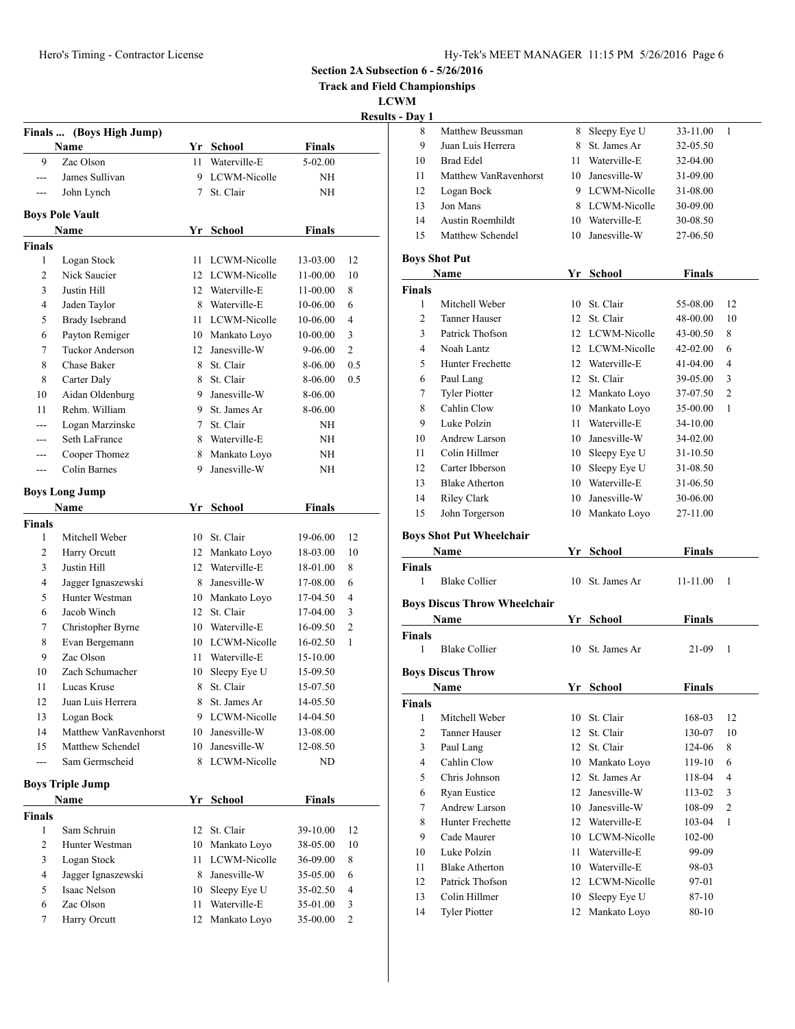**Section 2A Subsection 6 - 5/26/2016**

**Track and Field Championships**

**LCWM**

**Results - Day 1**

### Finals ... (Boys High Jump)

| | Name | Yr | School | Finals |
|---|---|---|---|---|
| 9 | Zac Olson | 11 | Waterville-E | 5-02.00 |
| --- | James Sullivan | 9 | LCWM-Nicolle | NH |
| --- | John Lynch | 7 | St. Clair | NH |

### Boys Pole Vault

| | Name | Yr | School | Finals | |
|---|---|---|---|---|---|
| **Finals** | | | | | |
| 1 | Logan Stock | 11 | LCWM-Nicolle | 13-03.00 | 12 |
| 2 | Nick Saucier | 12 | LCWM-Nicolle | 11-00.00 | 10 |
| 3 | Justin Hill | 12 | Waterville-E | 11-00.00 | 8 |
| 4 | Jaden Taylor | 8 | Waterville-E | 10-06.00 | 6 |
| 5 | Brady Isebrand | 11 | LCWM-Nicolle | 10-06.00 | 4 |
| 6 | Payton Remiger | 10 | Mankato Loyo | 10-00.00 | 3 |
| 7 | Tuckor Anderson | 12 | Janesville-W | 9-06.00 | 2 |
| 8 | Chase Baker | 8 | St. Clair | 8-06.00 | 0.5 |
| 8 | Carter Daly | 8 | St. Clair | 8-06.00 | 0.5 |
| 10 | Aidan Oldenburg | 9 | Janesville-W | 8-06.00 | |
| 11 | Rehm. William | 9 | St. James Ar | 8-06.00 | |
| --- | Logan Marzinske | 7 | St. Clair | NH | |
| --- | Seth LaFrance | 8 | Waterville-E | NH | |
| --- | Cooper Thomez | 8 | Mankato Loyo | NH | |
| --- | Colin Barnes | 9 | Janesville-W | NH | |

### Boys Long Jump

| | Name | Yr | School | Finals | |
|---|---|---|---|---|---|
| **Finals** | | | | | |
| 1 | Mitchell Weber | 10 | St. Clair | 19-06.00 | 12 |
| 2 | Harry Orcutt | 12 | Mankato Loyo | 18-03.00 | 10 |
| 3 | Justin Hill | 12 | Waterville-E | 18-01.00 | 8 |
| 4 | Jagger Ignaszewski | 8 | Janesville-W | 17-08.00 | 6 |
| 5 | Hunter Westman | 10 | Mankato Loyo | 17-04.50 | 4 |
| 6 | Jacob Winch | 12 | St. Clair | 17-04.00 | 3 |
| 7 | Christopher Byrne | 10 | Waterville-E | 16-09.50 | 2 |
| 8 | Evan Bergemann | 10 | LCWM-Nicolle | 16-02.50 | 1 |
| 9 | Zac Olson | 11 | Waterville-E | 15-10.00 | |
| 10 | Zach Schumacher | 10 | Sleepy Eye U | 15-09.50 | |
| 11 | Lucas Kruse | 8 | St. Clair | 15-07.50 | |
| 12 | Juan Luis Herrera | 8 | St. James Ar | 14-05.50 | |
| 13 | Logan Bock | 9 | LCWM-Nicolle | 14-04.50 | |
| 14 | Matthew VanRavenhorst | 10 | Janesville-W | 13-08.00 | |
| 15 | Matthew Schendel | 10 | Janesville-W | 12-08.50 | |
| --- | Sam Germscheid | 8 | LCWM-Nicolle | ND | |

### Boys Triple Jump

| | Name | Yr | School | Finals | |
|---|---|---|---|---|---|
| **Finals** | | | | | |
| 1 | Sam Schruin | 12 | St. Clair | 39-10.00 | 12 |
| 2 | Hunter Westman | 10 | Mankato Loyo | 38-05.00 | 10 |
| 3 | Logan Stock | 11 | LCWM-Nicolle | 36-09.00 | 8 |
| 4 | Jagger Ignaszewski | 8 | Janesville-W | 35-05.00 | 6 |
| 5 | Isaac Nelson | 10 | Sleepy Eye U | 35-02.50 | 4 |
| 6 | Zac Olson | 11 | Waterville-E | 35-01.00 | 3 |
| 7 | Harry Orcutt | 12 | Mankato Loyo | 35-00.00 | 2 |
| 8 | Matthew Beussman | 8 | Sleepy Eye U | 33-11.00 | 1 |
| 9 | Juan Luis Herrera | 8 | St. James Ar | 32-05.50 | |
| 10 | Brad Edel | 11 | Waterville-E | 32-04.00 | |
| 11 | Matthew VanRavenhorst | 10 | Janesville-W | 31-09.00 | |
| 12 | Logan Bock | 9 | LCWM-Nicolle | 31-08.00 | |
| 13 | Jon Mans | 8 | LCWM-Nicolle | 30-09.00 | |
| 14 | Austin Roemhildt | 10 | Waterville-E | 30-08.50 | |
| 15 | Matthew Schendel | 10 | Janesville-W | 27-06.50 | |

### Boys Shot Put

| | Name | Yr | School | Finals | |
|---|---|---|---|---|---|
| **Finals** | | | | | |
| 1 | Mitchell Weber | 10 | St. Clair | 55-08.00 | 12 |
| 2 | Tanner Hauser | 12 | St. Clair | 48-00.00 | 10 |
| 3 | Patrick Thofson | 12 | LCWM-Nicolle | 43-00.50 | 8 |
| 4 | Noah Lantz | 12 | LCWM-Nicolle | 42-02.00 | 6 |
| 5 | Hunter Frechette | 12 | Waterville-E | 41-04.00 | 4 |
| 6 | Paul Lang | 12 | St. Clair | 39-05.00 | 3 |
| 7 | Tyler Piotter | 12 | Mankato Loyo | 37-07.50 | 2 |
| 8 | Cahlin Clow | 10 | Mankato Loyo | 35-00.00 | 1 |
| 9 | Luke Polzin | 11 | Waterville-E | 34-10.00 | |
| 10 | Andrew Larson | 10 | Janesville-W | 34-02.00 | |
| 11 | Colin Hillmer | 10 | Sleepy Eye U | 31-10.50 | |
| 12 | Carter Ibberson | 10 | Sleepy Eye U | 31-08.50 | |
| 13 | Blake Atherton | 10 | Waterville-E | 31-06.50 | |
| 14 | Riley Clark | 10 | Janesville-W | 30-06.00 | |
| 15 | John Torgerson | 10 | Mankato Loyo | 27-11.00 | |

### Boys Shot Put Wheelchair

| | Name | Yr | School | Finals | |
|---|---|---|---|---|---|
| **Finals** | | | | | |
| 1 | Blake Collier | 10 | St. James Ar | 11-11.00 | 1 |

### Boys Discus Throw Wheelchair

| | Name | Yr | School | Finals | |
|---|---|---|---|---|---|
| **Finals** | | | | | |
| 1 | Blake Collier | 10 | St. James Ar | 21-09 | 1 |

### Boys Discus Throw

| | Name | Yr | School | Finals | |
|---|---|---|---|---|---|
| **Finals** | | | | | |
| 1 | Mitchell Weber | 10 | St. Clair | 168-03 | 12 |
| 2 | Tanner Hauser | 12 | St. Clair | 130-07 | 10 |
| 3 | Paul Lang | 12 | St. Clair | 124-06 | 8 |
| 4 | Cahlin Clow | 10 | Mankato Loyo | 119-10 | 6 |
| 5 | Chris Johnson | 12 | St. James Ar | 118-04 | 4 |
| 6 | Ryan Eustice | 12 | Janesville-W | 113-02 | 3 |
| 7 | Andrew Larson | 10 | Janesville-W | 108-09 | 2 |
| 8 | Hunter Frechette | 12 | Waterville-E | 103-04 | 1 |
| 9 | Cade Maurer | 10 | LCWM-Nicolle | 102-00 | |
| 10 | Luke Polzin | 11 | Waterville-E | 99-09 | |
| 11 | Blake Atherton | 10 | Waterville-E | 98-03 | |
| 12 | Patrick Thofson | 12 | LCWM-Nicolle | 97-01 | |
| 13 | Colin Hillmer | 10 | Sleepy Eye U | 87-10 | |
| 14 | Tyler Piotter | 12 | Mankato Loyo | 80-10 | |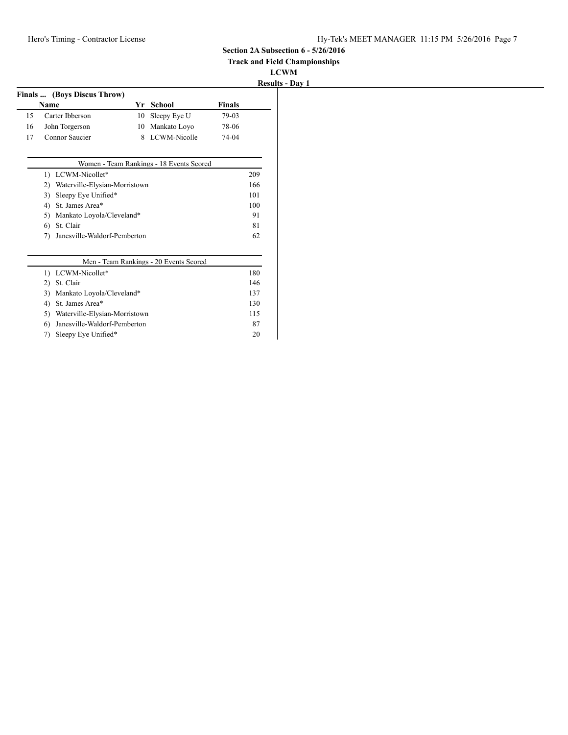## Section 2A Subsection 6 - 5/26/2016

**Track and Field Championships**

**LCWM**

**Results - Day 1**

### Finals ... (Boys Discus Throw)

| | Name | Yr | School | Finals |
|---|---|---|---|---|
| 15 | Carter Ibberson | 10 | Sleepy Eye U | 79-03 |
| 16 | John Torgerson | 10 | Mankato Loyo | 78-06 |
| 17 | Connor Saucier | 8 | LCWM-Nicolle | 74-04 |

### Women - Team Rankings - 18 Events Scored

| | | |
|---|---|---|
| 1) | LCWM-Nicollet* | 209 |
| 2) | Waterville-Elysian-Morristown | 166 |
| 3) | Sleepy Eye Unified* | 101 |
| 4) | St. James Area* | 100 |
| 5) | Mankato Loyola/Cleveland* | 91 |
| 6) | St. Clair | 81 |
| 7) | Janesville-Waldorf-Pemberton | 62 |

### Men - Team Rankings - 20 Events Scored

| | | |
|---|---|---|
| 1) | LCWM-Nicollet* | 180 |
| 2) | St. Clair | 146 |
| 3) | Mankato Loyola/Cleveland* | 137 |
| 4) | St. James Area* | 130 |
| 5) | Waterville-Elysian-Morristown | 115 |
| 6) | Janesville-Waldorf-Pemberton | 87 |
| 7) | Sleepy Eye Unified* | 20 |